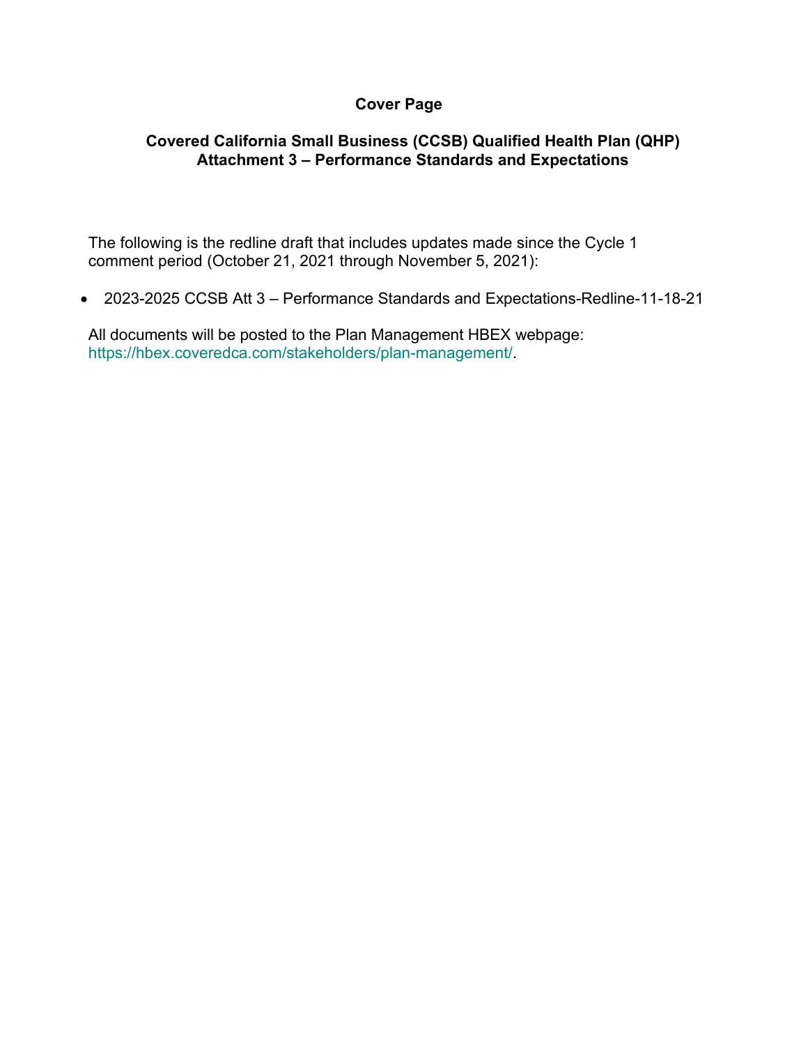# Cover Page

## Covered California Small Business (CCSB) Qualified Health Plan (QHP) Attachment 3 – Performance Standards and Expectations

The following is the redline draft that includes updates made since the Cycle 1 comment period (October 21, 2021 through November 5, 2021):

- 2023-2025 CCSB Att 3 – Performance Standards and Expectations-Redline-11-18-21

All documents will be posted to the Plan Management HBEX webpage: https://hbex.coveredca.com/stakeholders/plan-management/.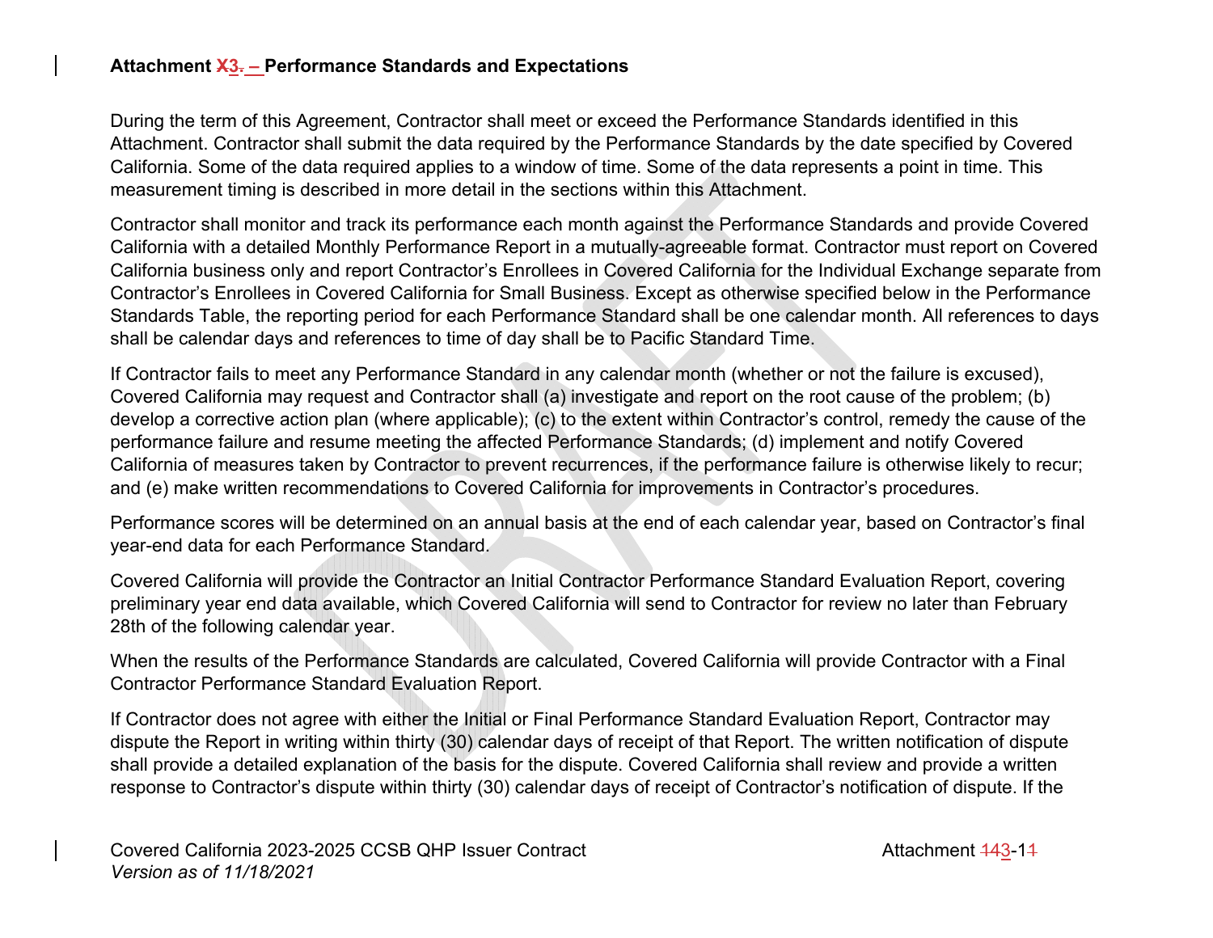**Attachment 3 – Performance Standards and Expectations**

During the term of this Agreement, Contractor shall meet or exceed the Performance Standards identified in this Attachment. Contractor shall submit the data required by the Performance Standards by the date specified by Covered California. Some of the data required applies to a window of time. Some of the data represents a point in time. This measurement timing is described in more detail in the sections within this Attachment.

Contractor shall monitor and track its performance each month against the Performance Standards and provide Covered California with a detailed Monthly Performance Report in a mutually-agreeable format. Contractor must report on Covered California business only and report Contractor's Enrollees in Covered California for the Individual Exchange separate from Contractor's Enrollees in Covered California for Small Business. Except as otherwise specified below in the Performance Standards Table, the reporting period for each Performance Standard shall be one calendar month. All references to days shall be calendar days and references to time of day shall be to Pacific Standard Time.

If Contractor fails to meet any Performance Standard in any calendar month (whether or not the failure is excused), Covered California may request and Contractor shall (a) investigate and report on the root cause of the problem; (b) develop a corrective action plan (where applicable); (c) to the extent within Contractor's control, remedy the cause of the performance failure and resume meeting the affected Performance Standards; (d) implement and notify Covered California of measures taken by Contractor to prevent recurrences, if the performance failure is otherwise likely to recur; and (e) make written recommendations to Covered California for improvements in Contractor's procedures.

Performance scores will be determined on an annual basis at the end of each calendar year, based on Contractor's final year-end data for each Performance Standard.

Covered California will provide the Contractor an Initial Contractor Performance Standard Evaluation Report, covering preliminary year end data available, which Covered California will send to Contractor for review no later than February 28th of the following calendar year.

When the results of the Performance Standards are calculated, Covered California will provide Contractor with a Final Contractor Performance Standard Evaluation Report.

If Contractor does not agree with either the Initial or Final Performance Standard Evaluation Report, Contractor may dispute the Report in writing within thirty (30) calendar days of receipt of that Report. The written notification of dispute shall provide a detailed explanation of the basis for the dispute. Covered California shall review and provide a written response to Contractor's dispute within thirty (30) calendar days of receipt of Contractor's notification of dispute. If the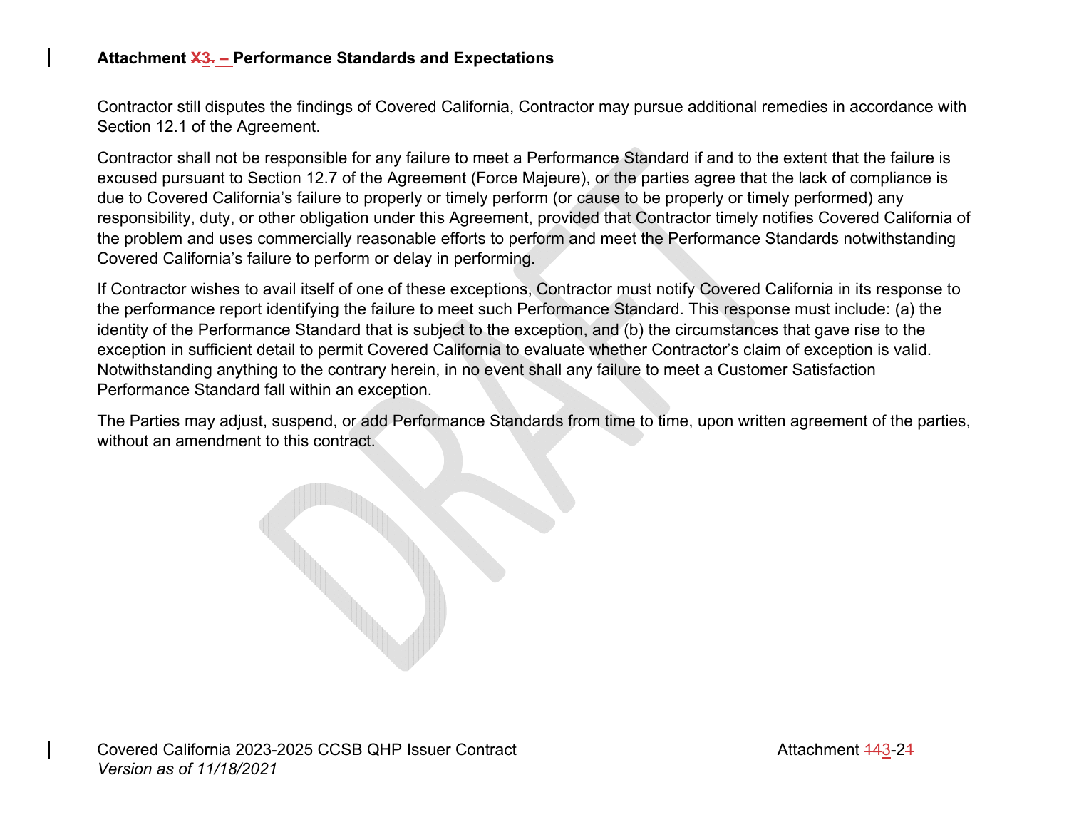**Attachment X3. – Performance Standards and Expectations**

Contractor still disputes the findings of Covered California, Contractor may pursue additional remedies in accordance with Section 12.1 of the Agreement.

Contractor shall not be responsible for any failure to meet a Performance Standard if and to the extent that the failure is excused pursuant to Section 12.7 of the Agreement (Force Majeure), or the parties agree that the lack of compliance is due to Covered California's failure to properly or timely perform (or cause to be properly or timely performed) any responsibility, duty, or other obligation under this Agreement, provided that Contractor timely notifies Covered California of the problem and uses commercially reasonable efforts to perform and meet the Performance Standards notwithstanding Covered California's failure to perform or delay in performing.

If Contractor wishes to avail itself of one of these exceptions, Contractor must notify Covered California in its response to the performance report identifying the failure to meet such Performance Standard. This response must include: (a) the identity of the Performance Standard that is subject to the exception, and (b) the circumstances that gave rise to the exception in sufficient detail to permit Covered California to evaluate whether Contractor's claim of exception is valid. Notwithstanding anything to the contrary herein, in no event shall any failure to meet a Customer Satisfaction Performance Standard fall within an exception.

The Parties may adjust, suspend, or add Performance Standards from time to time, upon written agreement of the parties, without an amendment to this contract.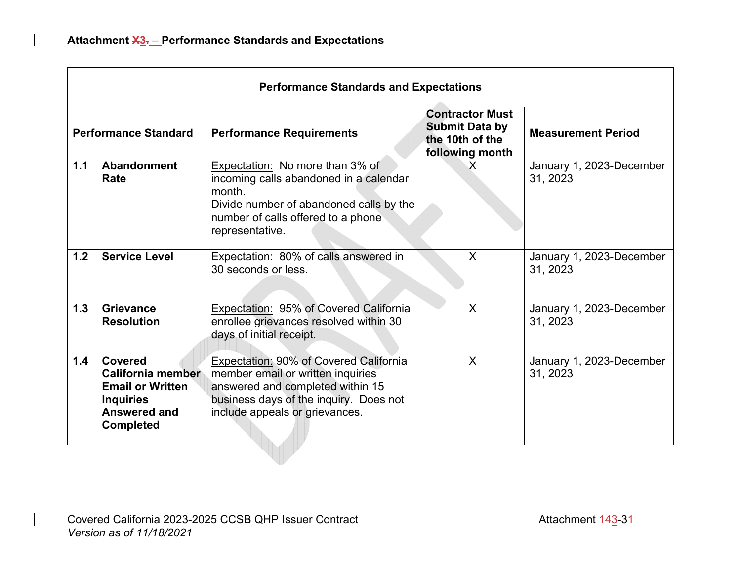**Attachment X3. – Performance Standards and Expectations**

| Performance Standards and Expectations | | | | |
|---|---|---|---|---|
| **Performance Standard** | | **Performance Requirements** | **Contractor Must Submit Data by the 10th of the following month** | **Measurement Period** |
| **1.1** | **Abandonment Rate** | Expectation: No more than 3% of incoming calls abandoned in a calendar month. Divide number of abandoned calls by the number of calls offered to a phone representative. | X | January 1, 2023-December 31, 2023 |
| **1.2** | **Service Level** | Expectation: 80% of calls answered in 30 seconds or less. | X | January 1, 2023-December 31, 2023 |
| **1.3** | **Grievance Resolution** | Expectation: 95% of Covered California enrollee grievances resolved within 30 days of initial receipt. | X | January 1, 2023-December 31, 2023 |
| **1.4** | **Covered California member Email or Written Inquiries Answered and Completed** | Expectation: 90% of Covered California member email or written inquiries answered and completed within 15 business days of the inquiry. Does not include appeals or grievances. | X | January 1, 2023-December 31, 2023 |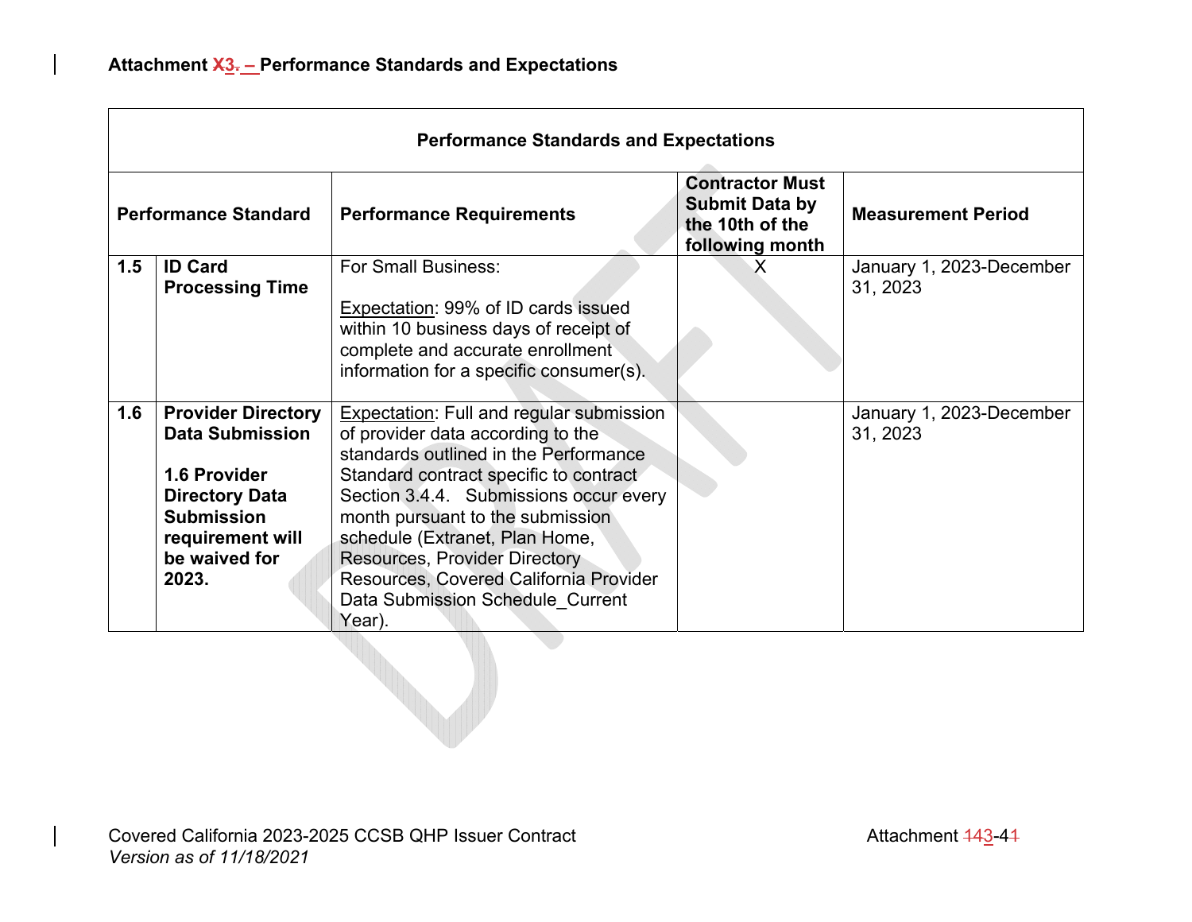**Attachment X3. – Performance Standards and Expectations**

| Performance Standards and Expectations | | | | |
|---|---|---|---|---|
| **Performance Standard** | | **Performance Requirements** | **Contractor Must Submit Data by the 10th of the following month** | **Measurement Period** |
| **1.5** | **ID Card Processing Time** | For Small Business:<br><br>Expectation: 99% of ID cards issued within 10 business days of receipt of complete and accurate enrollment information for a specific consumer(s). | X | January 1, 2023-December 31, 2023 |
| **1.6** | **Provider Directory Data Submission**<br><br>**1.6 Provider Directory Data Submission requirement will be waived for 2023.** | Expectation: Full and regular submission of provider data according to the standards outlined in the Performance Standard contract specific to contract Section 3.4.4. Submissions occur every month pursuant to the submission schedule (Extranet, Plan Home, Resources, Provider Directory Resources, Covered California Provider Data Submission Schedule_Current Year). | | January 1, 2023-December 31, 2023 |